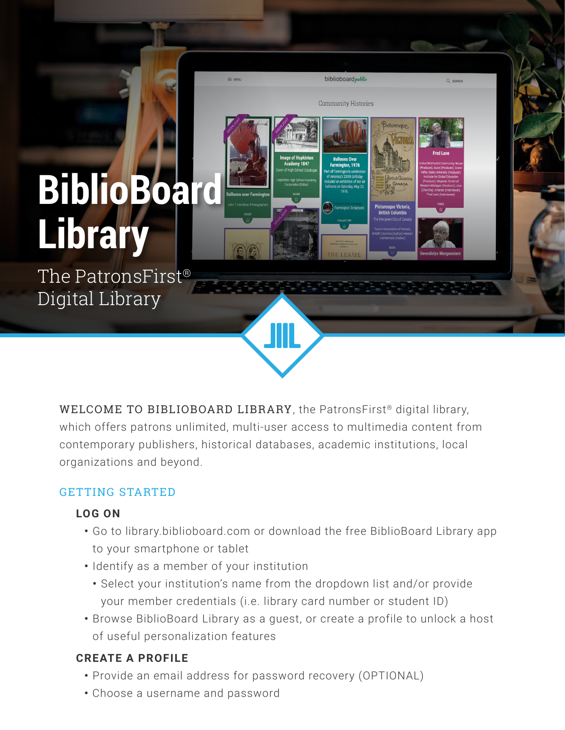# BiblioBoard Library

The PatronsFirst® Digital Library

**WELCOME TO BIBLIOBOARD LIBRARY**, the PatronsFirst® digital library, which offers patrons unlimited, multi-user access to multimedia content from contemporary publishers, historical databases, academic institutions, local organizations and beyond.

## GETTING STARTED

### LOG ON

- Go to library.biblioboard.com or download the free BiblioBoard Library app to your smartphone or tablet
- Identify as a member of your institution
  - Select your institution's name from the dropdown list and/or provide your member credentials (i.e. library card number or student ID)
- Browse BiblioBoard Library as a guest, or create a profile to unlock a host of useful personalization features

### CREATE A PROFILE

- Provide an email address for password recovery (OPTIONAL)
- Choose a username and password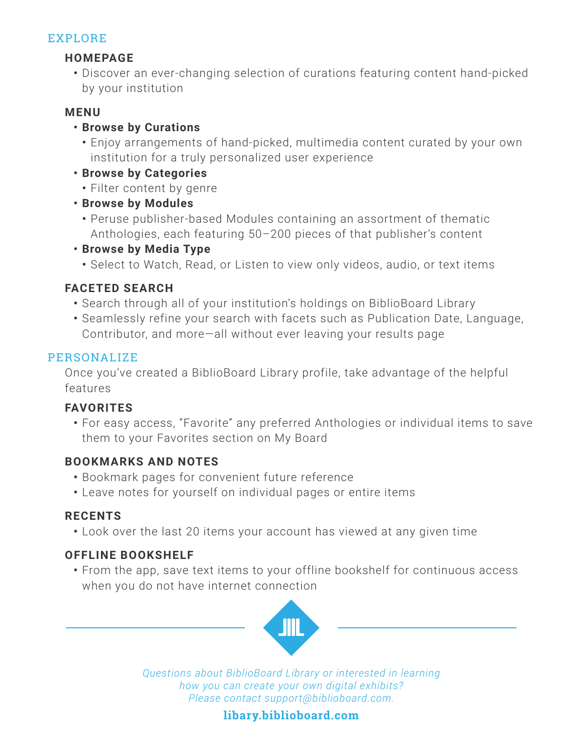## EXPLORE

### HOMEPAGE

- Discover an ever-changing selection of curations featuring content hand-picked by your institution

### MENU

- **Browse by Curations**
  - Enjoy arrangements of hand-picked, multimedia content curated by your own institution for a truly personalized user experience
- **Browse by Categories**
  - Filter content by genre
- **Browse by Modules**
  - Peruse publisher-based Modules containing an assortment of thematic Anthologies, each featuring 50–200 pieces of that publisher's content
- **Browse by Media Type**
  - Select to Watch, Read, or Listen to view only videos, audio, or text items

### FACETED SEARCH

- Search through all of your institution's holdings on BiblioBoard Library
- Seamlessly refine your search with facets such as Publication Date, Language, Contributor, and more—all without ever leaving your results page

## PERSONALIZE

Once you've created a BiblioBoard Library profile, take advantage of the helpful features

### FAVORITES

- For easy access, "Favorite" any preferred Anthologies or individual items to save them to your Favorites section on My Board

### BOOKMARKS AND NOTES

- Bookmark pages for convenient future reference
- Leave notes for yourself on individual pages or entire items

### RECENTS

- Look over the last 20 items your account has viewed at any given time

### OFFLINE BOOKSHELF

- From the app, save text items to your offline bookshelf for continuous access when you do not have internet connection

*Questions about BiblioBoard Library or interested in learning how you can create your own digital exhibits? Please contact support@biblioboard.com.*

**libary.biblioboard.com**